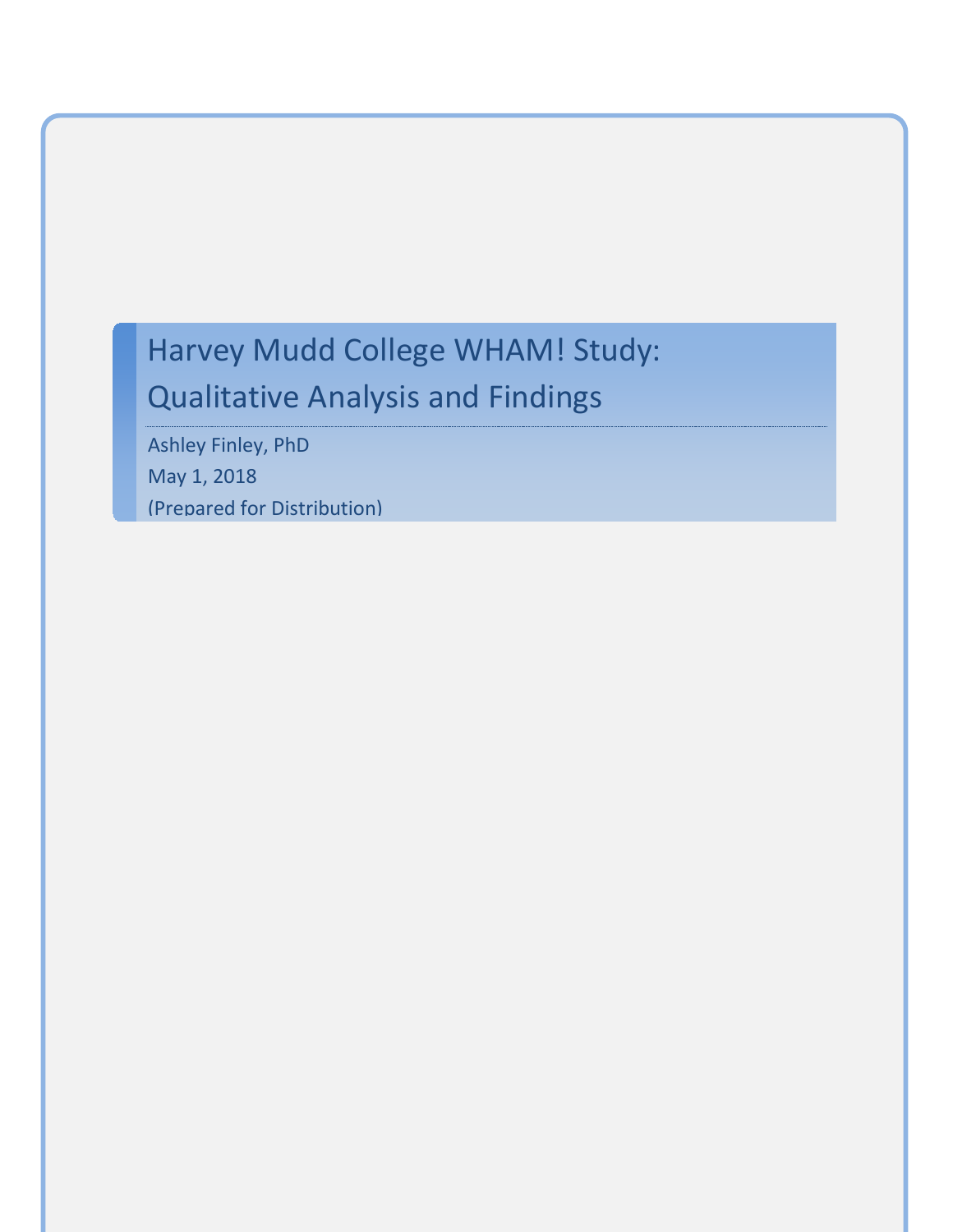# Harvey Mudd College WHAM! Study: Qualitative Analysis and Findings

Ashley Finley, PhD

May 1, 2018

(Prepared for Distribution)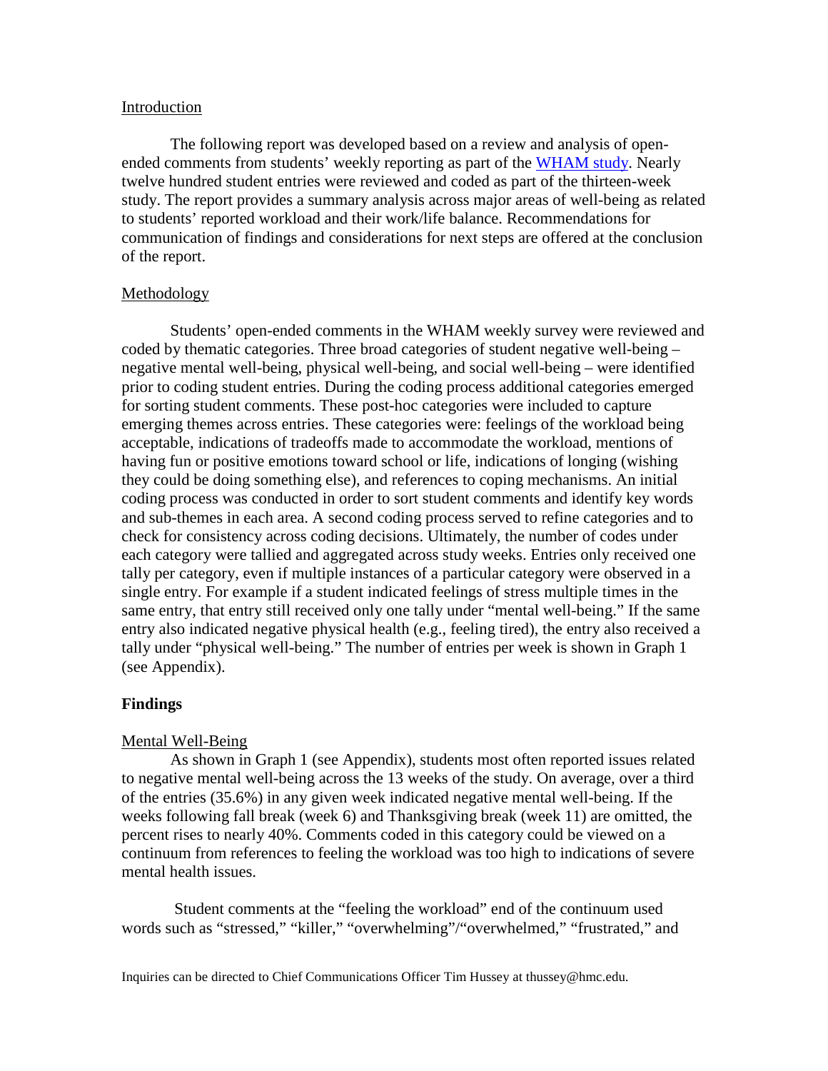## Introduction

The following report was developed based on a review and analysis of open-ended comments from students' weekly reporting as part of the [WHAM study](). Nearly twelve hundred student entries were reviewed and coded as part of the thirteen-week study. The report provides a summary analysis across major areas of well-being as related to students' reported workload and their work/life balance. Recommendations for communication of findings and considerations for next steps are offered at the conclusion of the report.

## Methodology

Students' open-ended comments in the WHAM weekly survey were reviewed and coded by thematic categories. Three broad categories of student negative well-being – negative mental well-being, physical well-being, and social well-being – were identified prior to coding student entries. During the coding process additional categories emerged for sorting student comments. These post-hoc categories were included to capture emerging themes across entries. These categories were: feelings of the workload being acceptable, indications of tradeoffs made to accommodate the workload, mentions of having fun or positive emotions toward school or life, indications of longing (wishing they could be doing something else), and references to coping mechanisms. An initial coding process was conducted in order to sort student comments and identify key words and sub-themes in each area. A second coding process served to refine categories and to check for consistency across coding decisions. Ultimately, the number of codes under each category were tallied and aggregated across study weeks. Entries only received one tally per category, even if multiple instances of a particular category were observed in a single entry. For example if a student indicated feelings of stress multiple times in the same entry, that entry still received only one tally under "mental well-being." If the same entry also indicated negative physical health (e.g., feeling tired), the entry also received a tally under "physical well-being." The number of entries per week is shown in Graph 1 (see Appendix).

## Findings

### Mental Well-Being

As shown in Graph 1 (see Appendix), students most often reported issues related to negative mental well-being across the 13 weeks of the study. On average, over a third of the entries (35.6%) in any given week indicated negative mental well-being. If the weeks following fall break (week 6) and Thanksgiving break (week 11) are omitted, the percent rises to nearly 40%. Comments coded in this category could be viewed on a continuum from references to feeling the workload was too high to indications of severe mental health issues.

Student comments at the "feeling the workload" end of the continuum used words such as "stressed," "killer," "overwhelming"/"overwhelmed," "frustrated," and

Inquiries can be directed to Chief Communications Officer Tim Hussey at thussey@hmc.edu.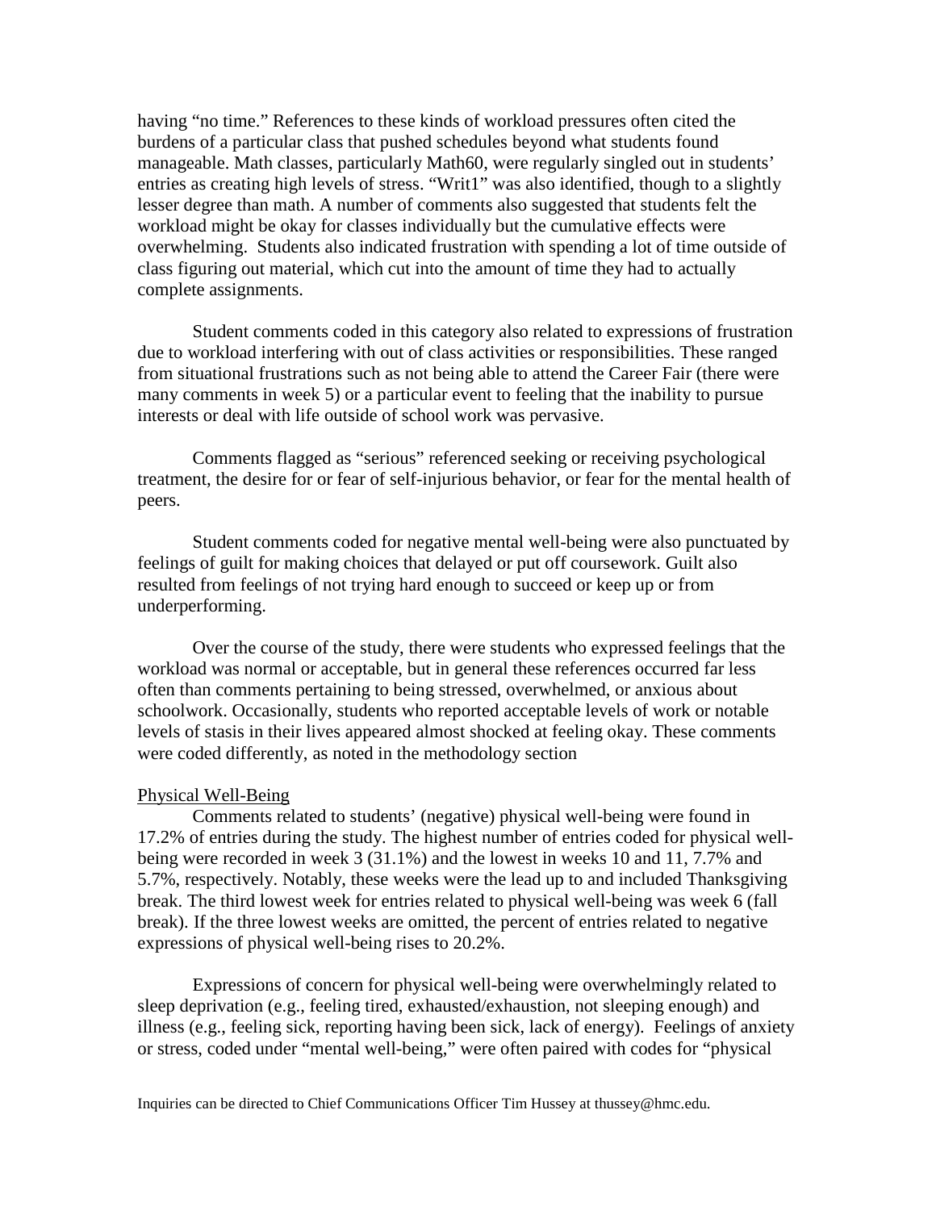having "no time." References to these kinds of workload pressures often cited the burdens of a particular class that pushed schedules beyond what students found manageable. Math classes, particularly Math60, were regularly singled out in students' entries as creating high levels of stress. "Writ1" was also identified, though to a slightly lesser degree than math. A number of comments also suggested that students felt the workload might be okay for classes individually but the cumulative effects were overwhelming. Students also indicated frustration with spending a lot of time outside of class figuring out material, which cut into the amount of time they had to actually complete assignments.

Student comments coded in this category also related to expressions of frustration due to workload interfering with out of class activities or responsibilities. These ranged from situational frustrations such as not being able to attend the Career Fair (there were many comments in week 5) or a particular event to feeling that the inability to pursue interests or deal with life outside of school work was pervasive.

Comments flagged as "serious" referenced seeking or receiving psychological treatment, the desire for or fear of self-injurious behavior, or fear for the mental health of peers.

Student comments coded for negative mental well-being were also punctuated by feelings of guilt for making choices that delayed or put off coursework. Guilt also resulted from feelings of not trying hard enough to succeed or keep up or from underperforming.

Over the course of the study, there were students who expressed feelings that the workload was normal or acceptable, but in general these references occurred far less often than comments pertaining to being stressed, overwhelmed, or anxious about schoolwork. Occasionally, students who reported acceptable levels of work or notable levels of stasis in their lives appeared almost shocked at feeling okay. These comments were coded differently, as noted in the methodology section

Physical Well-Being

Comments related to students' (negative) physical well-being were found in 17.2% of entries during the study. The highest number of entries coded for physical well-being were recorded in week 3 (31.1%) and the lowest in weeks 10 and 11, 7.7% and 5.7%, respectively. Notably, these weeks were the lead up to and included Thanksgiving break. The third lowest week for entries related to physical well-being was week 6 (fall break). If the three lowest weeks are omitted, the percent of entries related to negative expressions of physical well-being rises to 20.2%.

Expressions of concern for physical well-being were overwhelmingly related to sleep deprivation (e.g., feeling tired, exhausted/exhaustion, not sleeping enough) and illness (e.g., feeling sick, reporting having been sick, lack of energy). Feelings of anxiety or stress, coded under "mental well-being," were often paired with codes for "physical

Inquiries can be directed to Chief Communications Officer Tim Hussey at thussey@hmc.edu.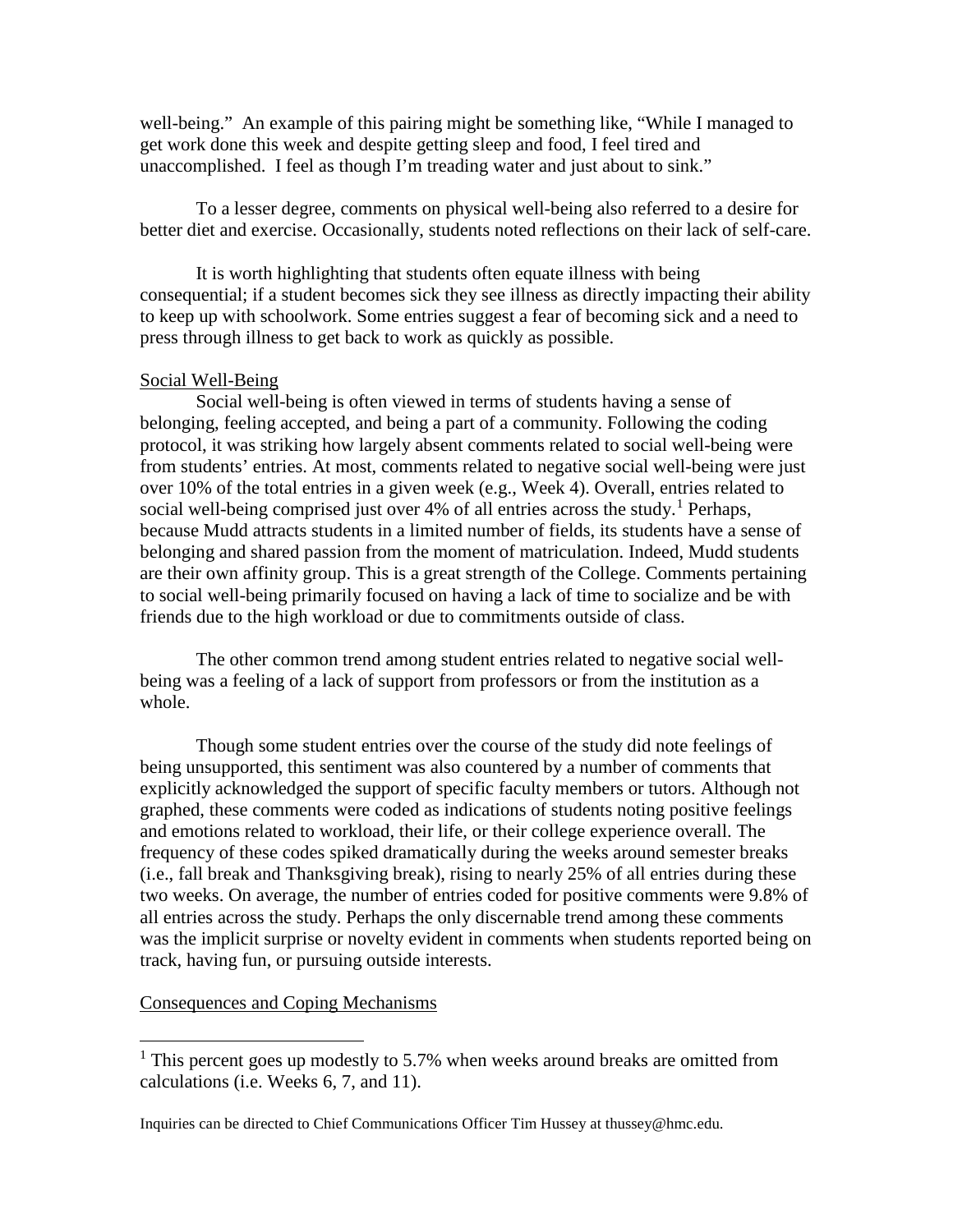well-being." An example of this pairing might be something like, "While I managed to get work done this week and despite getting sleep and food, I feel tired and unaccomplished. I feel as though I'm treading water and just about to sink."

To a lesser degree, comments on physical well-being also referred to a desire for better diet and exercise. Occasionally, students noted reflections on their lack of self-care.

It is worth highlighting that students often equate illness with being consequential; if a student becomes sick they see illness as directly impacting their ability to keep up with schoolwork. Some entries suggest a fear of becoming sick and a need to press through illness to get back to work as quickly as possible.

## Social Well-Being

Social well-being is often viewed in terms of students having a sense of belonging, feeling accepted, and being a part of a community. Following the coding protocol, it was striking how largely absent comments related to social well-being were from students' entries. At most, comments related to negative social well-being were just over 10% of the total entries in a given week (e.g., Week 4). Overall, entries related to social well-being comprised just over 4% of all entries across the study.[1] Perhaps, because Mudd attracts students in a limited number of fields, its students have a sense of belonging and shared passion from the moment of matriculation. Indeed, Mudd students are their own affinity group. This is a great strength of the College. Comments pertaining to social well-being primarily focused on having a lack of time to socialize and be with friends due to the high workload or due to commitments outside of class.

The other common trend among student entries related to negative social well-being was a feeling of a lack of support from professors or from the institution as a whole.

Though some student entries over the course of the study did note feelings of being unsupported, this sentiment was also countered by a number of comments that explicitly acknowledged the support of specific faculty members or tutors. Although not graphed, these comments were coded as indications of students noting positive feelings and emotions related to workload, their life, or their college experience overall. The frequency of these codes spiked dramatically during the weeks around semester breaks (i.e., fall break and Thanksgiving break), rising to nearly 25% of all entries during these two weeks. On average, the number of entries coded for positive comments were 9.8% of all entries across the study. Perhaps the only discernable trend among these comments was the implicit surprise or novelty evident in comments when students reported being on track, having fun, or pursuing outside interests.

## Consequences and Coping Mechanisms

---

[1] This percent goes up modestly to 5.7% when weeks around breaks are omitted from calculations (i.e. Weeks 6, 7, and 11).

Inquiries can be directed to Chief Communications Officer Tim Hussey at thussey@hmc.edu.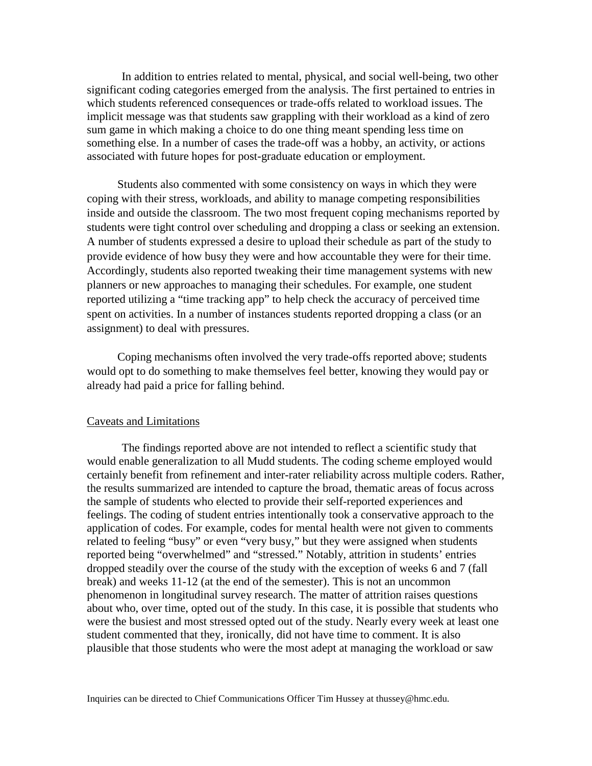In addition to entries related to mental, physical, and social well-being, two other significant coding categories emerged from the analysis. The first pertained to entries in which students referenced consequences or trade-offs related to workload issues. The implicit message was that students saw grappling with their workload as a kind of zero sum game in which making a choice to do one thing meant spending less time on something else. In a number of cases the trade-off was a hobby, an activity, or actions associated with future hopes for post-graduate education or employment.

Students also commented with some consistency on ways in which they were coping with their stress, workloads, and ability to manage competing responsibilities inside and outside the classroom. The two most frequent coping mechanisms reported by students were tight control over scheduling and dropping a class or seeking an extension. A number of students expressed a desire to upload their schedule as part of the study to provide evidence of how busy they were and how accountable they were for their time. Accordingly, students also reported tweaking their time management systems with new planners or new approaches to managing their schedules. For example, one student reported utilizing a "time tracking app" to help check the accuracy of perceived time spent on activities. In a number of instances students reported dropping a class (or an assignment) to deal with pressures.

Coping mechanisms often involved the very trade-offs reported above; students would opt to do something to make themselves feel better, knowing they would pay or already had paid a price for falling behind.

## Caveats and Limitations

The findings reported above are not intended to reflect a scientific study that would enable generalization to all Mudd students. The coding scheme employed would certainly benefit from refinement and inter-rater reliability across multiple coders. Rather, the results summarized are intended to capture the broad, thematic areas of focus across the sample of students who elected to provide their self-reported experiences and feelings. The coding of student entries intentionally took a conservative approach to the application of codes. For example, codes for mental health were not given to comments related to feeling "busy" or even "very busy," but they were assigned when students reported being "overwhelmed" and "stressed." Notably, attrition in students' entries dropped steadily over the course of the study with the exception of weeks 6 and 7 (fall break) and weeks 11-12 (at the end of the semester). This is not an uncommon phenomenon in longitudinal survey research. The matter of attrition raises questions about who, over time, opted out of the study. In this case, it is possible that students who were the busiest and most stressed opted out of the study. Nearly every week at least one student commented that they, ironically, did not have time to comment. It is also plausible that those students who were the most adept at managing the workload or saw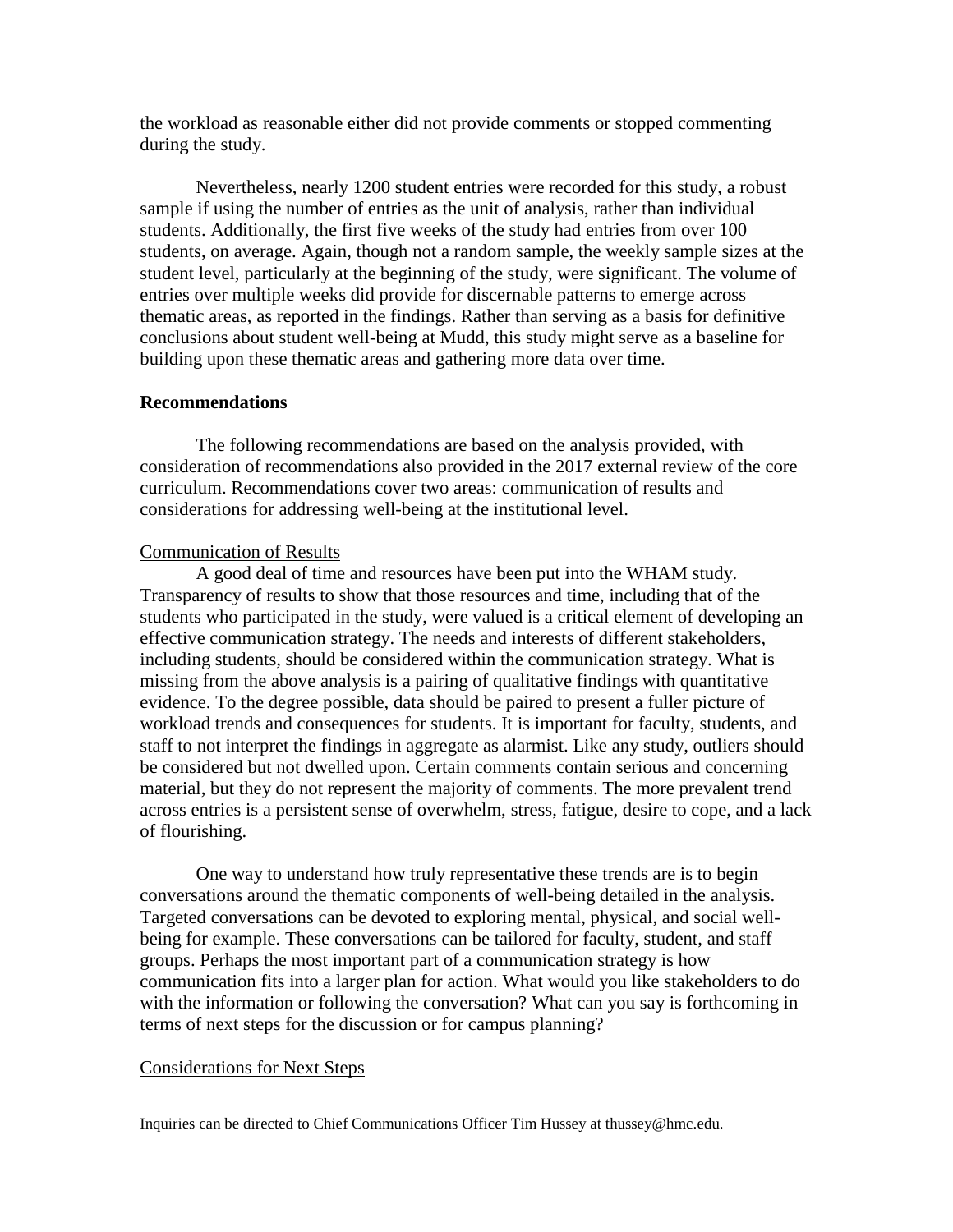the workload as reasonable either did not provide comments or stopped commenting during the study.

Nevertheless, nearly 1200 student entries were recorded for this study, a robust sample if using the number of entries as the unit of analysis, rather than individual students. Additionally, the first five weeks of the study had entries from over 100 students, on average. Again, though not a random sample, the weekly sample sizes at the student level, particularly at the beginning of the study, were significant. The volume of entries over multiple weeks did provide for discernable patterns to emerge across thematic areas, as reported in the findings. Rather than serving as a basis for definitive conclusions about student well-being at Mudd, this study might serve as a baseline for building upon these thematic areas and gathering more data over time.

## Recommendations

The following recommendations are based on the analysis provided, with consideration of recommendations also provided in the 2017 external review of the core curriculum. Recommendations cover two areas: communication of results and considerations for addressing well-being at the institutional level.

### Communication of Results

A good deal of time and resources have been put into the WHAM study. Transparency of results to show that those resources and time, including that of the students who participated in the study, were valued is a critical element of developing an effective communication strategy. The needs and interests of different stakeholders, including students, should be considered within the communication strategy. What is missing from the above analysis is a pairing of qualitative findings with quantitative evidence. To the degree possible, data should be paired to present a fuller picture of workload trends and consequences for students. It is important for faculty, students, and staff to not interpret the findings in aggregate as alarmist. Like any study, outliers should be considered but not dwelled upon. Certain comments contain serious and concerning material, but they do not represent the majority of comments. The more prevalent trend across entries is a persistent sense of overwhelm, stress, fatigue, desire to cope, and a lack of flourishing.

One way to understand how truly representative these trends are is to begin conversations around the thematic components of well-being detailed in the analysis. Targeted conversations can be devoted to exploring mental, physical, and social well-being for example. These conversations can be tailored for faculty, student, and staff groups. Perhaps the most important part of a communication strategy is how communication fits into a larger plan for action. What would you like stakeholders to do with the information or following the conversation? What can you say is forthcoming in terms of next steps for the discussion or for campus planning?

### Considerations for Next Steps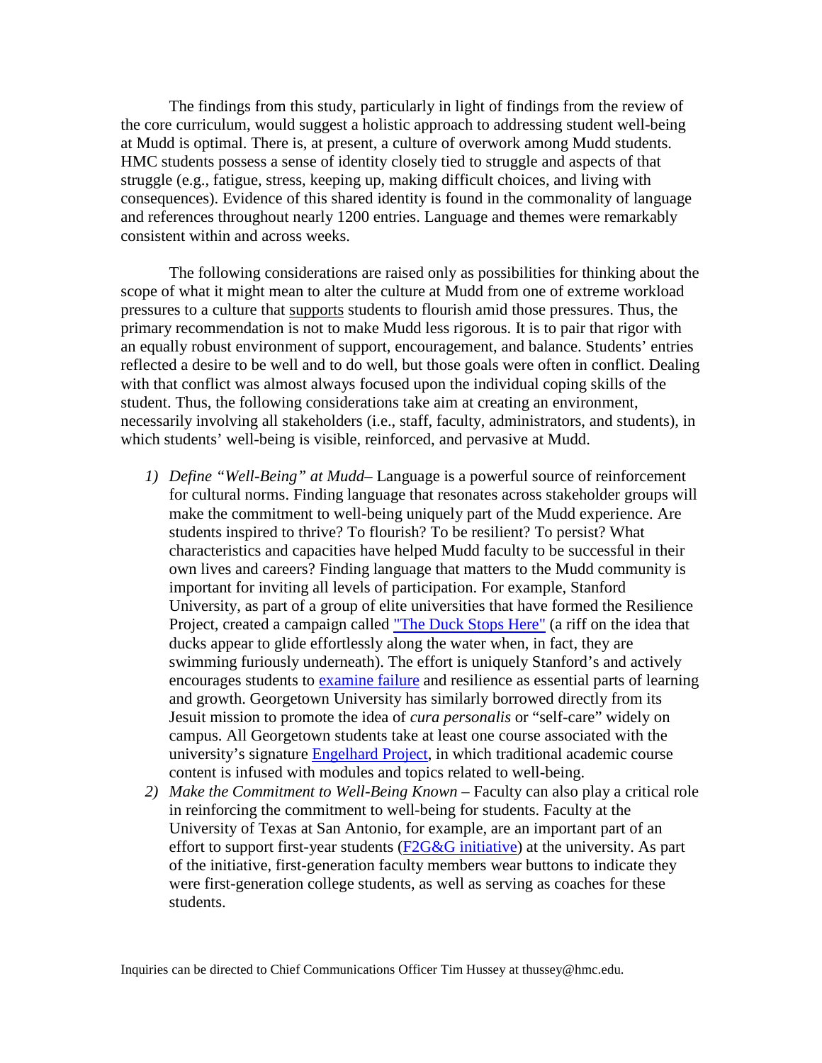The findings from this study, particularly in light of findings from the review of the core curriculum, would suggest a holistic approach to addressing student well-being at Mudd is optimal. There is, at present, a culture of overwork among Mudd students. HMC students possess a sense of identity closely tied to struggle and aspects of that struggle (e.g., fatigue, stress, keeping up, making difficult choices, and living with consequences). Evidence of this shared identity is found in the commonality of language and references throughout nearly 1200 entries. Language and themes were remarkably consistent within and across weeks.

The following considerations are raised only as possibilities for thinking about the scope of what it might mean to alter the culture at Mudd from one of extreme workload pressures to a culture that supports students to flourish amid those pressures. Thus, the primary recommendation is not to make Mudd less rigorous. It is to pair that rigor with an equally robust environment of support, encouragement, and balance. Students' entries reflected a desire to be well and to do well, but those goals were often in conflict. Dealing with that conflict was almost always focused upon the individual coping skills of the student. Thus, the following considerations take aim at creating an environment, necessarily involving all stakeholders (i.e., staff, faculty, administrators, and students), in which students' well-being is visible, reinforced, and pervasive at Mudd.

1) *Define "Well-Being" at Mudd*– Language is a powerful source of reinforcement for cultural norms. Finding language that resonates across stakeholder groups will make the commitment to well-being uniquely part of the Mudd experience. Are students inspired to thrive? To flourish? To be resilient? To persist? What characteristics and capacities have helped Mudd faculty to be successful in their own lives and careers? Finding language that matters to the Mudd community is important for inviting all levels of participation. For example, Stanford University, as part of a group of elite universities that have formed the Resilience Project, created a campaign called "The Duck Stops Here" (a riff on the idea that ducks appear to glide effortlessly along the water when, in fact, they are swimming furiously underneath). The effort is uniquely Stanford's and actively encourages students to examine failure and resilience as essential parts of learning and growth. Georgetown University has similarly borrowed directly from its Jesuit mission to promote the idea of *cura personalis* or "self-care" widely on campus. All Georgetown students take at least one course associated with the university's signature Engelhard Project, in which traditional academic course content is infused with modules and topics related to well-being.
2) *Make the Commitment to Well-Being Known* – Faculty can also play a critical role in reinforcing the commitment to well-being for students. Faculty at the University of Texas at San Antonio, for example, are an important part of an effort to support first-year students (F2G&G initiative) at the university. As part of the initiative, first-generation faculty members wear buttons to indicate they were first-generation college students, as well as serving as coaches for these students.

Inquiries can be directed to Chief Communications Officer Tim Hussey at thussey@hmc.edu.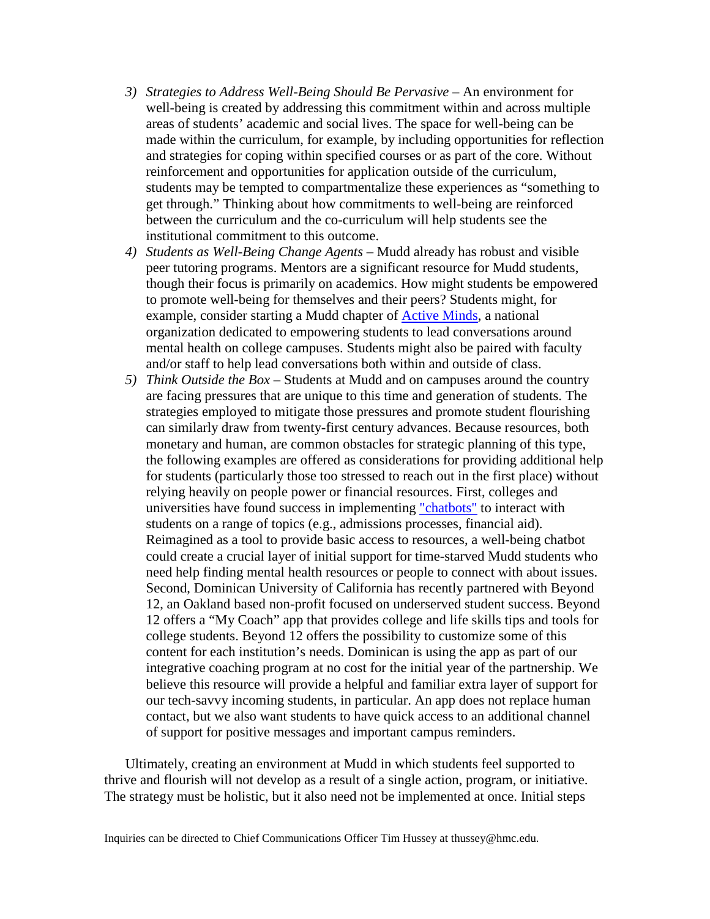3) *Strategies to Address Well-Being Should Be Pervasive* – An environment for well-being is created by addressing this commitment within and across multiple areas of students' academic and social lives. The space for well-being can be made within the curriculum, for example, by including opportunities for reflection and strategies for coping within specified courses or as part of the core. Without reinforcement and opportunities for application outside of the curriculum, students may be tempted to compartmentalize these experiences as "something to get through." Thinking about how commitments to well-being are reinforced between the curriculum and the co-curriculum will help students see the institutional commitment to this outcome.
4) *Students as Well-Being Change Agents* – Mudd already has robust and visible peer tutoring programs. Mentors are a significant resource for Mudd students, though their focus is primarily on academics. How might students be empowered to promote well-being for themselves and their peers? Students might, for example, consider starting a Mudd chapter of Active Minds, a national organization dedicated to empowering students to lead conversations around mental health on college campuses. Students might also be paired with faculty and/or staff to help lead conversations both within and outside of class.
5) *Think Outside the Box* – Students at Mudd and on campuses around the country are facing pressures that are unique to this time and generation of students. The strategies employed to mitigate those pressures and promote student flourishing can similarly draw from twenty-first century advances. Because resources, both monetary and human, are common obstacles for strategic planning of this type, the following examples are offered as considerations for providing additional help for students (particularly those too stressed to reach out in the first place) without relying heavily on people power or financial resources. First, colleges and universities have found success in implementing "chatbots" to interact with students on a range of topics (e.g., admissions processes, financial aid). Reimagined as a tool to provide basic access to resources, a well-being chatbot could create a crucial layer of initial support for time-starved Mudd students who need help finding mental health resources or people to connect with about issues. Second, Dominican University of California has recently partnered with Beyond 12, an Oakland based non-profit focused on underserved student success. Beyond 12 offers a "My Coach" app that provides college and life skills tips and tools for college students. Beyond 12 offers the possibility to customize some of this content for each institution's needs. Dominican is using the app as part of our integrative coaching program at no cost for the initial year of the partnership. We believe this resource will provide a helpful and familiar extra layer of support for our tech-savvy incoming students, in particular. An app does not replace human contact, but we also want students to have quick access to an additional channel of support for positive messages and important campus reminders.

Ultimately, creating an environment at Mudd in which students feel supported to thrive and flourish will not develop as a result of a single action, program, or initiative. The strategy must be holistic, but it also need not be implemented at once. Initial steps

Inquiries can be directed to Chief Communications Officer Tim Hussey at thussey@hmc.edu.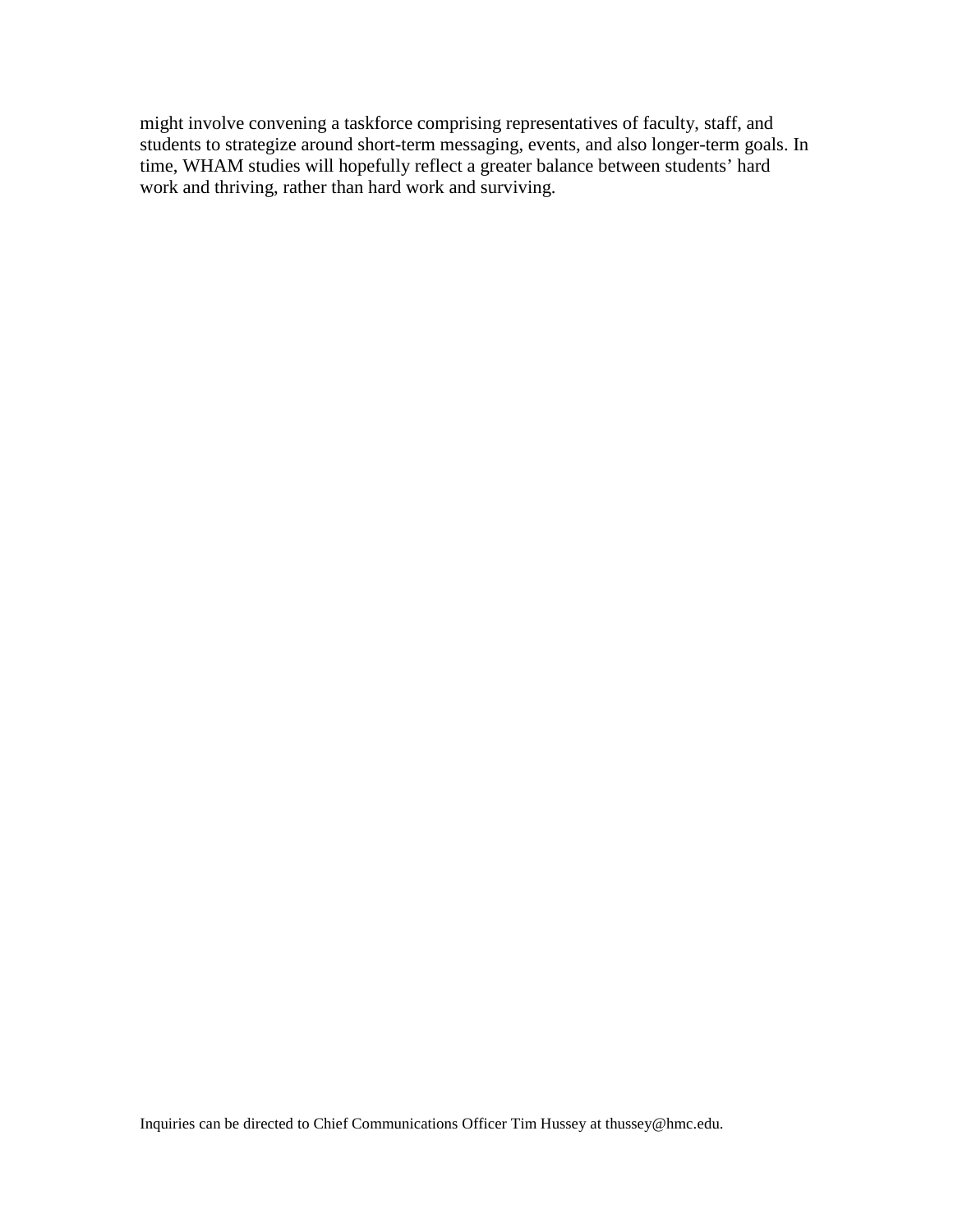might involve convening a taskforce comprising representatives of faculty, staff, and students to strategize around short-term messaging, events, and also longer-term goals. In time, WHAM studies will hopefully reflect a greater balance between students' hard work and thriving, rather than hard work and surviving.

Inquiries can be directed to Chief Communications Officer Tim Hussey at thussey@hmc.edu.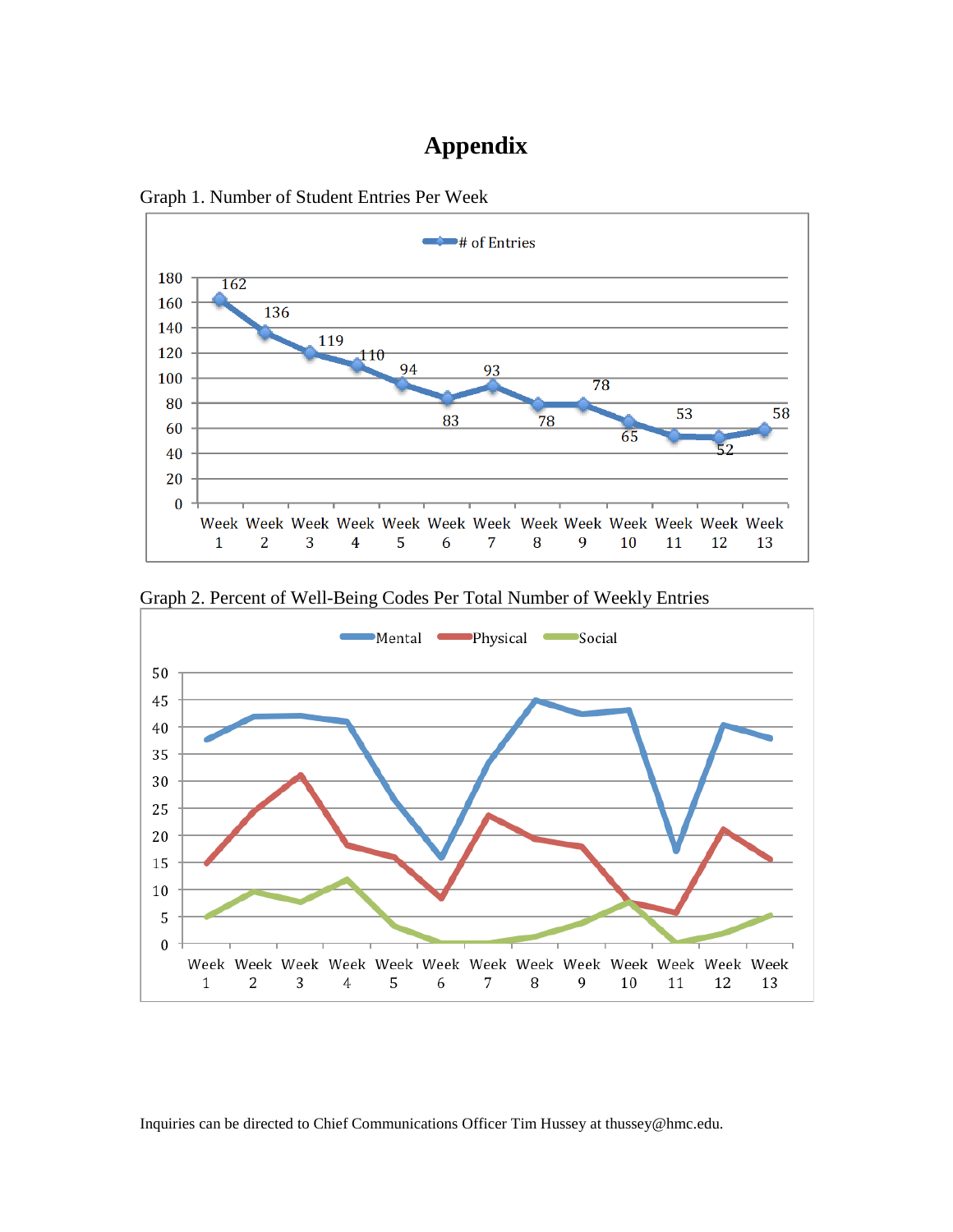# Appendix

Graph 1. Number of Student Entries Per Week

# of Entries

180
160
140
120
100
80
60
40
20
0

162
136
119
110
94
83
93
78
78
65
53
52
58

Week 1 Week 2 Week 3 Week 4 Week 5 Week 6 Week 7 Week 8 Week 9 Week 10 Week 11 Week 12 Week 13

Graph 2. Percent of Well-Being Codes Per Total Number of Weekly Entries

Mental Physical Social

50
45
40
35
30
25
20
15
10
5
0

Week 1 Week 2 Week 3 Week 4 Week 5 Week 6 Week 7 Week 8 Week 9 Week 10 Week 11 Week 12 Week 13

Inquiries can be directed to Chief Communications Officer Tim Hussey at thussey@hmc.edu.